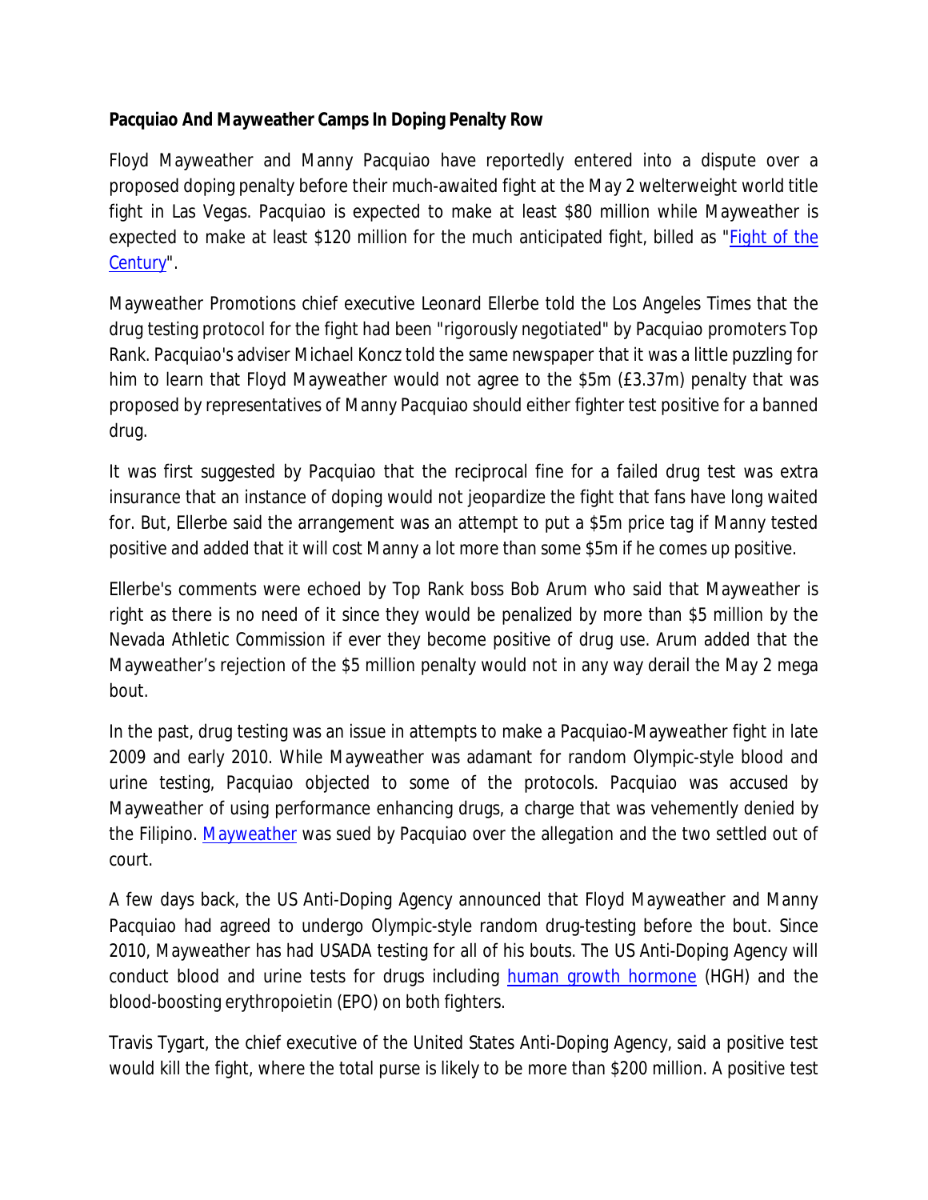**Pacquiao And Mayweather Camps In Doping Penalty Row**

Floyd Mayweather and Manny Pacquiao have reportedly entered into a dispute over a proposed doping penalty before their much-awaited fight at the May 2 welterweight world title fight in Las Vegas. Pacquiao is expected to make at least $80 million while Mayweather is expected to make at least $120 million for the much anticipated fight, billed as "Fight of the Century".

Mayweather Promotions chief executive Leonard Ellerbe told the Los Angeles Times that the drug testing protocol for the fight had been "rigorously negotiated" by Pacquiao promoters Top Rank. Pacquiao's adviser Michael Koncz told the same newspaper that it was a little puzzling for him to learn that Floyd Mayweather would not agree to the $5m (£3.37m) penalty that was proposed by representatives of Manny Pacquiao should either fighter test positive for a banned drug.

It was first suggested by Pacquiao that the reciprocal fine for a failed drug test was extra insurance that an instance of doping would not jeopardize the fight that fans have long waited for. But, Ellerbe said the arrangement was an attempt to put a $5m price tag if Manny tested positive and added that it will cost Manny a lot more than some $5m if he comes up positive.

Ellerbe's comments were echoed by Top Rank boss Bob Arum who said that Mayweather is right as there is no need of it since they would be penalized by more than $5 million by the Nevada Athletic Commission if ever they become positive of drug use. Arum added that the Mayweather's rejection of the $5 million penalty would not in any way derail the May 2 mega bout.

In the past, drug testing was an issue in attempts to make a Pacquiao-Mayweather fight in late 2009 and early 2010. While Mayweather was adamant for random Olympic-style blood and urine testing, Pacquiao objected to some of the protocols. Pacquiao was accused by Mayweather of using performance enhancing drugs, a charge that was vehemently denied by the Filipino. Mayweather was sued by Pacquiao over the allegation and the two settled out of court.

A few days back, the US Anti-Doping Agency announced that Floyd Mayweather and Manny Pacquiao had agreed to undergo Olympic-style random drug-testing before the bout. Since 2010, Mayweather has had USADA testing for all of his bouts. The US Anti-Doping Agency will conduct blood and urine tests for drugs including human growth hormone (HGH) and the blood-boosting erythropoietin (EPO) on both fighters.

Travis Tygart, the chief executive of the United States Anti-Doping Agency, said a positive test would kill the fight, where the total purse is likely to be more than $200 million. A positive test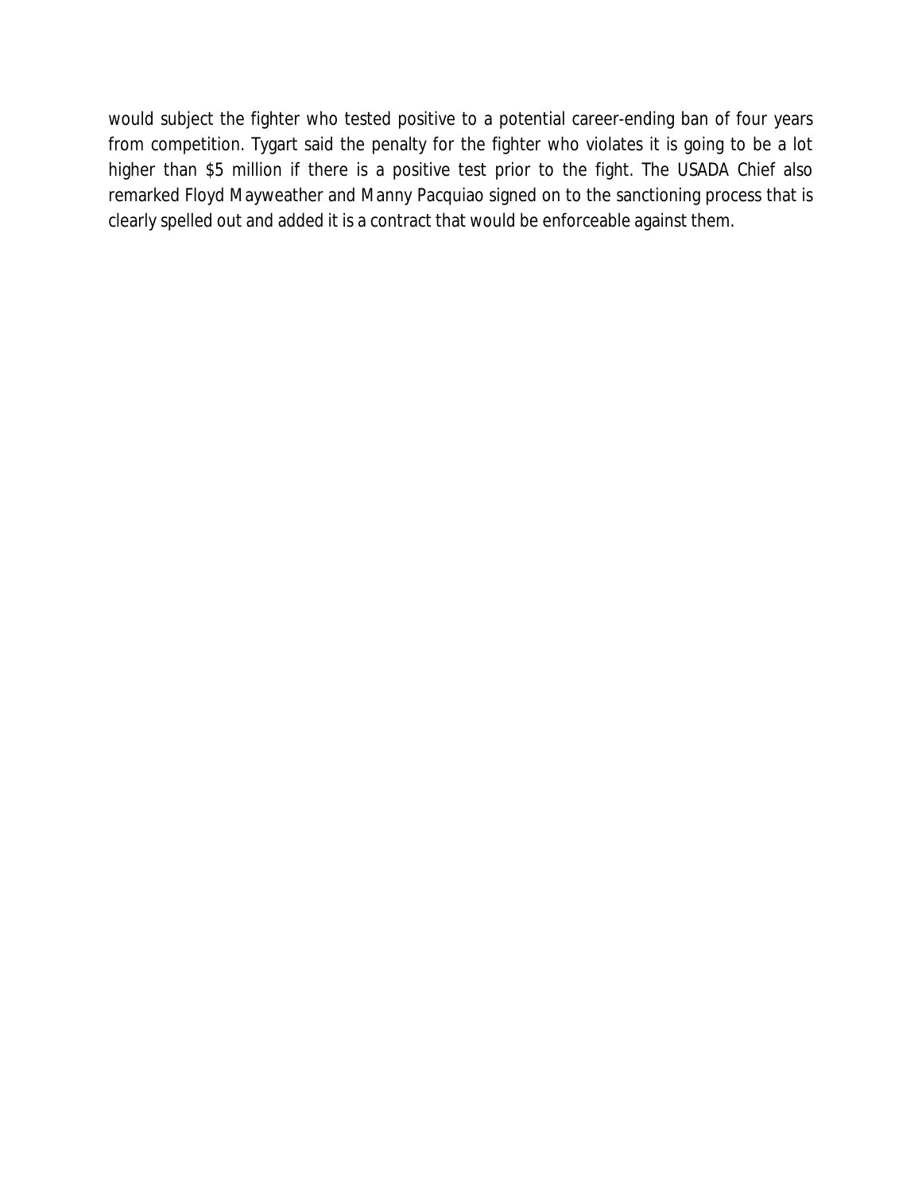would subject the fighter who tested positive to a potential career-ending ban of four years from competition. Tygart said the penalty for the fighter who violates it is going to be a lot higher than $5 million if there is a positive test prior to the fight. The USADA Chief also remarked Floyd Mayweather and Manny Pacquiao signed on to the sanctioning process that is clearly spelled out and added it is a contract that would be enforceable against them.